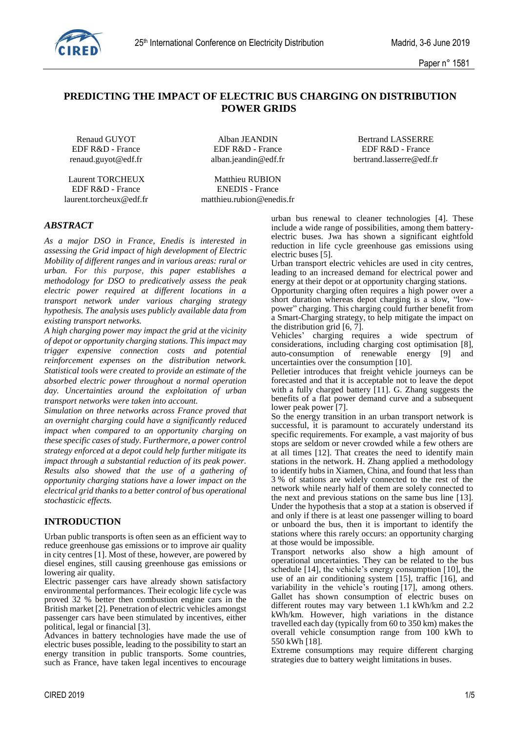# PREDICTING THE IMPACT OF ELECTRIC BUS CHARGING ON DISTRIBUTION POWER GRIDS

Renaud GUYOT
EDF R&D - France
renaud.guyot@edf.fr

Alban JEANDIN
EDF R&D - France
alban.jeandin@edf.fr

Bertrand LASSERRE
EDF R&D - France
bertrand.lasserre@edf.fr

Laurent TORCHEUX
EDF R&D - France
laurent.torcheux@edf.fr

Matthieu RUBION
ENEDIS - France
matthieu.rubion@enedis.fr

## *ABSTRACT*

*As a major DSO in France, Enedis is interested in assessing the Grid impact of high development of Electric Mobility of different ranges and in various areas: rural or urban. For this purpose, this paper establishes a methodology for DSO to predicatively assess the peak electric power required at different locations in a transport network under various charging strategy hypothesis. The analysis uses publicly available data from existing transport networks.*

*A high charging power may impact the grid at the vicinity of depot or opportunity charging stations. This impact may trigger expensive connection costs and potential reinforcement expenses on the distribution network. Statistical tools were created to provide an estimate of the absorbed electric power throughout a normal operation day. Uncertainties around the exploitation of urban transport networks were taken into account.*

*Simulation on three networks across France proved that an overnight charging could have a significantly reduced impact when compared to an opportunity charging on these specific cases of study. Furthermore, a power control strategy enforced at a depot could help further mitigate its impact through a substantial reduction of its peak power. Results also showed that the use of a gathering of opportunity charging stations have a lower impact on the electrical grid thanks to a better control of bus operational stochasticic effects.*

## INTRODUCTION

Urban public transports is often seen as an efficient way to reduce greenhouse gas emissions or to improve air quality in city centres [1]. Most of these, however, are powered by diesel engines, still causing greenhouse gas emissions or lowering air quality.

Electric passenger cars have already shown satisfactory environmental performances. Their ecologic life cycle was proved 32 % better then combustion engine cars in the British market [2]. Penetration of electric vehicles amongst passenger cars have been stimulated by incentives, either political, legal or financial [3].

Advances in battery technologies have made the use of electric buses possible, leading to the possibility to start an energy transition in public transports. Some countries, such as France, have taken legal incentives to encourage urban bus renewal to cleaner technologies [4]. These include a wide range of possibilities, among them battery-electric buses. Jwa has shown a significant eightfold reduction in life cycle greenhouse gas emissions using electric buses [5].

Urban transport electric vehicles are used in city centres, leading to an increased demand for electrical power and energy at their depot or at opportunity charging stations.

Opportunity charging often requires a high power over a short duration whereas depot charging is a slow, "low-power" charging. This charging could further benefit from a Smart-Charging strategy, to help mitigate the impact on the distribution grid [6, 7].

Vehicles' charging requires a wide spectrum of considerations, including charging cost optimisation [8], auto-consumption of renewable energy [9] and uncertainties over the consumption [10].

Pelletier introduces that freight vehicle journeys can be forecasted and that it is acceptable not to leave the depot with a fully charged battery [11]. G. Zhang suggests the benefits of a flat power demand curve and a subsequent lower peak power [7].

So the energy transition in an urban transport network is successful, it is paramount to accurately understand its specific requirements. For example, a vast majority of bus stops are seldom or never crowded while a few others are at all times [12]. That creates the need to identify main stations in the network. H. Zhang applied a methodology to identify hubs in Xiamen, China, and found that less than 3 % of stations are widely connected to the rest of the network while nearly half of them are solely connected to the next and previous stations on the same bus line [13]. Under the hypothesis that a stop at a station is observed if and only if there is at least one passenger willing to board or unboard the bus, then it is important to identify the stations where this rarely occurs: an opportunity charging at those would be impossible.

Transport networks also show a high amount of operational uncertainties. They can be related to the bus schedule [14], the vehicle's energy consumption [10], the use of an air conditioning system [15], traffic [16], and variability in the vehicle's routing [17], among others. Gallet has shown consumption of electric buses on different routes may vary between 1.1 kWh/km and 2.2 kWh/km. However, high variations in the distance travelled each day (typically from 60 to 350 km) makes the overall vehicle consumption range from 100 kWh to 550 kWh [18].

Extreme consumptions may require different charging strategies due to battery weight limitations in buses.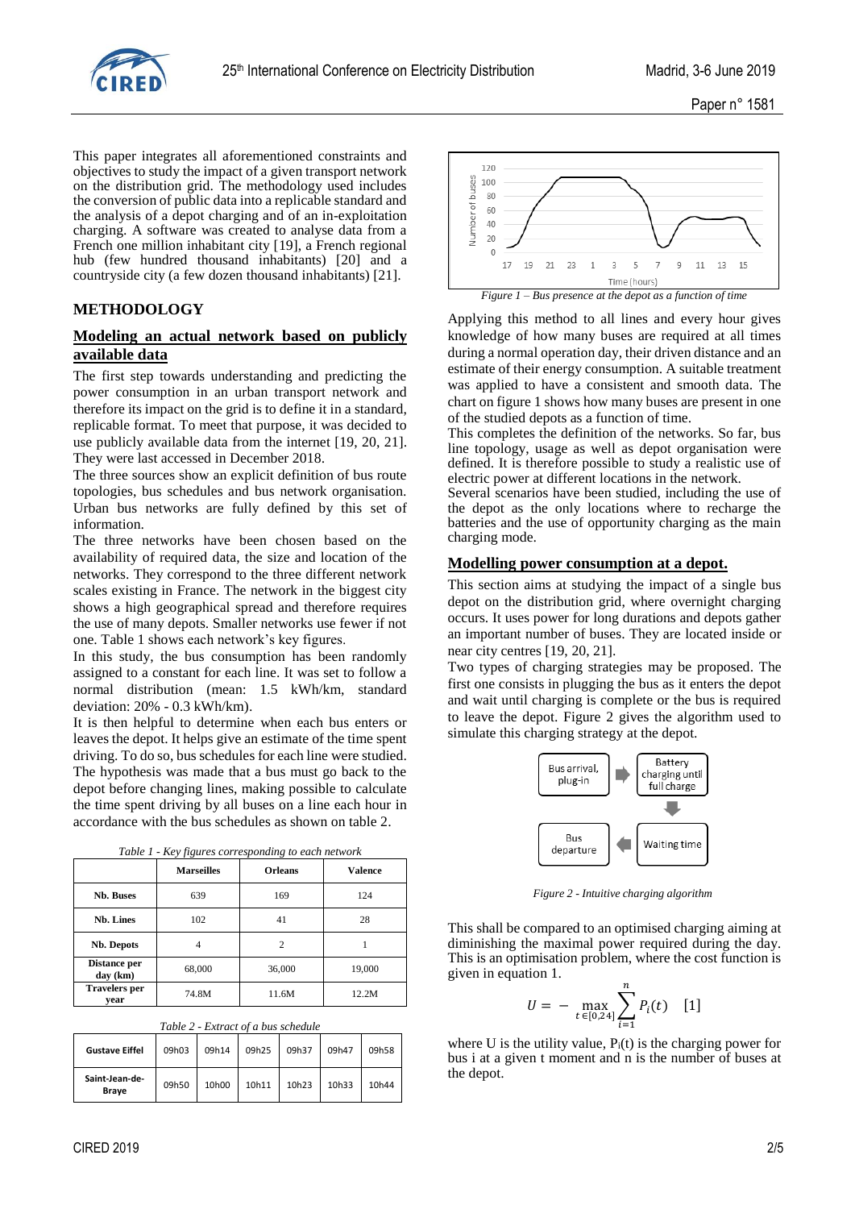This paper integrates all aforementioned constraints and objectives to study the impact of a given transport network on the distribution grid. The methodology used includes the conversion of public data into a replicable standard and the analysis of a depot charging and of an in-exploitation charging. A software was created to analyse data from a French one million inhabitant city [19], a French regional hub (few hundred thousand inhabitants) [20] and a countryside city (a few dozen thousand inhabitants) [21].

## METHODOLOGY

### Modeling an actual network based on publicly available data

The first step towards understanding and predicting the power consumption in an urban transport network and therefore its impact on the grid is to define it in a standard, replicable format. To meet that purpose, it was decided to use publicly available data from the internet [19, 20, 21]. They were last accessed in December 2018.

The three sources show an explicit definition of bus route topologies, bus schedules and bus network organisation. Urban bus networks are fully defined by this set of information.

The three networks have been chosen based on the availability of required data, the size and location of the networks. They correspond to the three different network scales existing in France. The network in the biggest city shows a high geographical spread and therefore requires the use of many depots. Smaller networks use fewer if not one. Table 1 shows each network's key figures.

In this study, the bus consumption has been randomly assigned to a constant for each line. It was set to follow a normal distribution (mean: 1.5 kWh/km, standard deviation: 20% - 0.3 kWh/km).

It is then helpful to determine when each bus enters or leaves the depot. It helps give an estimate of the time spent driving. To do so, bus schedules for each line were studied. The hypothesis was made that a bus must go back to the depot before changing lines, making possible to calculate the time spent driving by all buses on a line each hour in accordance with the bus schedules as shown on table 2.

*Table 1 - Key figures corresponding to each network*

| | Marseilles | Orleans | Valence |
|---|---|---|---|
| **Nb. Buses** | 639 | 169 | 124 |
| **Nb. Lines** | 102 | 41 | 28 |
| **Nb. Depots** | 4 | 2 | 1 |
| **Distance per day (km)** | 68,000 | 36,000 | 19,000 |
| **Travelers per year** | 74.8M | 11.6M | 12.2M |

*Table 2 - Extract of a bus schedule*

| | | | | | | |
|---|---|---|---|---|---|---|
| **Gustave Eiffel** | 09h03 | 09h14 | 09h25 | 09h37 | 09h47 | 09h58 |
| **Saint-Jean-de-Braye** | 09h50 | 10h00 | 10h11 | 10h23 | 10h33 | 10h44 |

*Figure 1 – Bus presence at the depot as a function of time*

Applying this method to all lines and every hour gives knowledge of how many buses are required at all times during a normal operation day, their driven distance and an estimate of their energy consumption. A suitable treatment was applied to have a consistent and smooth data. The chart on figure 1 shows how many buses are present in one of the studied depots as a function of time.

This completes the definition of the networks. So far, bus line topology, usage as well as depot organisation were defined. It is therefore possible to study a realistic use of electric power at different locations in the network.

Several scenarios have been studied, including the use of the depot as the only locations where to recharge the batteries and the use of opportunity charging as the main charging mode.

### Modelling power consumption at a depot.

This section aims at studying the impact of a single bus depot on the distribution grid, where overnight charging occurs. It uses power for long durations and depots gather an important number of buses. They are located inside or near city centres [19, 20, 21].

Two types of charging strategies may be proposed. The first one consists in plugging the bus as it enters the depot and wait until charging is complete or the bus is required to leave the depot. Figure 2 gives the algorithm used to simulate this charging strategy at the depot.

*Figure 2 - Intuitive charging algorithm*

This shall be compared to an optimised charging aiming at diminishing the maximal power required during the day. This is an optimisation problem, where the cost function is given in equation 1.

$$U = -\max_{t\in[0,24]} \sum_{i=1}^{n} P_i(t) \quad [1]$$

where U is the utility value, $P_i(t)$ is the charging power for bus i at a given t moment and n is the number of buses at the depot.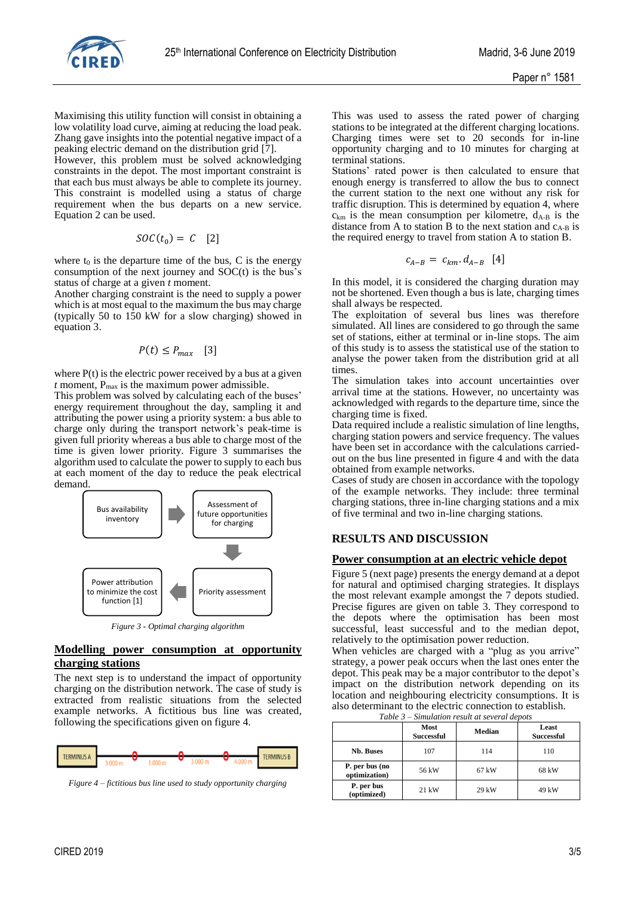Maximising this utility function will consist in obtaining a low volatility load curve, aiming at reducing the load peak. Zhang gave insights into the potential negative impact of a peaking electric demand on the distribution grid [7].
However, this problem must be solved acknowledging constraints in the depot. The most important constraint is that each bus must always be able to complete its journey. This constraint is modelled using a status of charge requirement when the bus departs on a new service. Equation 2 can be used.

$$SOC(t_0) = C \quad [2]$$

where $t_0$ is the departure time of the bus, C is the energy consumption of the next journey and SOC(t) is the bus's status of charge at a given *t* moment.
Another charging constraint is the need to supply a power which is at most equal to the maximum the bus may charge (typically 50 to 150 kW for a slow charging) showed in equation 3.

$$P(t) \leq P_{max} \quad [3]$$

where P(t) is the electric power received by a bus at a given *t* moment, $P_{max}$ is the maximum power admissible.
This problem was solved by calculating each of the buses' energy requirement throughout the day, sampling it and attributing the power using a priority system: a bus able to charge only during the transport network's peak-time is given full priority whereas a bus able to charge most of the time is given lower priority. Figure 3 summarises the algorithm used to calculate the power to supply to each bus at each moment of the day to reduce the peak electrical demand.

Bus availability inventory → Assessment of future opportunities for charging → Priority assessment → Power attribution to minimize the cost function [1]

*Figure 3 - Optimal charging algorithm*

## Modelling power consumption at opportunity charging stations

The next step is to understand the impact of opportunity charging on the distribution network. The case of study is extracted from realistic situations from the selected example networks. A fictitious bus line was created, following the specifications given on figure 4.

TERMINUS A — 3000 m — 1000 m — 3000 m — 4000 m — TERMINUS B

*Figure 4 – fictitious bus line used to study opportunity charging*

This was used to assess the rated power of charging stations to be integrated at the different charging locations. Charging times were set to 20 seconds for in-line opportunity charging and to 10 minutes for charging at terminal stations.
Stations' rated power is then calculated to ensure that enough energy is transferred to allow the bus to connect the current station to the next one without any risk for traffic disruption. This is determined by equation 4, where $c_{km}$ is the mean consumption per kilometre, $d_{A-B}$ is the distance from A to station B to the next station and $c_{A-B}$ is the required energy to travel from station A to station B.

$$c_{A-B} = c_{km}.d_{A-B} \quad [4]$$

In this model, it is considered the charging duration may not be shortened. Even though a bus is late, charging times shall always be respected.
The exploitation of several bus lines was therefore simulated. All lines are considered to go through the same set of stations, either at terminal or in-line stops. The aim of this study is to assess the statistical use of the station to analyse the power taken from the distribution grid at all times.
The simulation takes into account uncertainties over arrival time at the stations. However, no uncertainty was acknowledged with regards to the departure time, since the charging time is fixed.
Data required include a realistic simulation of line lengths, charging station powers and service frequency. The values have been set in accordance with the calculations carried-out on the bus line presented in figure 4 and with the data obtained from example networks.
Cases of study are chosen in accordance with the topology of the example networks. They include: three terminal charging stations, three in-line charging stations and a mix of five terminal and two in-line charging stations.

## RESULTS AND DISCUSSION

### Power consumption at an electric vehicle depot

Figure 5 (next page) presents the energy demand at a depot for natural and optimised charging strategies. It displays the most relevant example amongst the 7 depots studied. Precise figures are given on table 3. They correspond to the depots where the optimisation has been most successful, least successful and to the median depot, relatively to the optimisation power reduction.
When vehicles are charged with a "plug as you arrive" strategy, a power peak occurs when the last ones enter the depot. This peak may be a major contributor to the depot's impact on the distribution network depending on its location and neighbouring electricity consumptions. It is also determinant to the electric connection to establish.

*Table 3 – Simulation result at several depots*

| | Most Successful | Median | Least Successful |
|---|---|---|---|
| Nb. Buses | 107 | 114 | 110 |
| P. per bus (no optimization) | 56 kW | 67 kW | 68 kW |
| P. per bus (optimized) | 21 kW | 29 kW | 49 kW |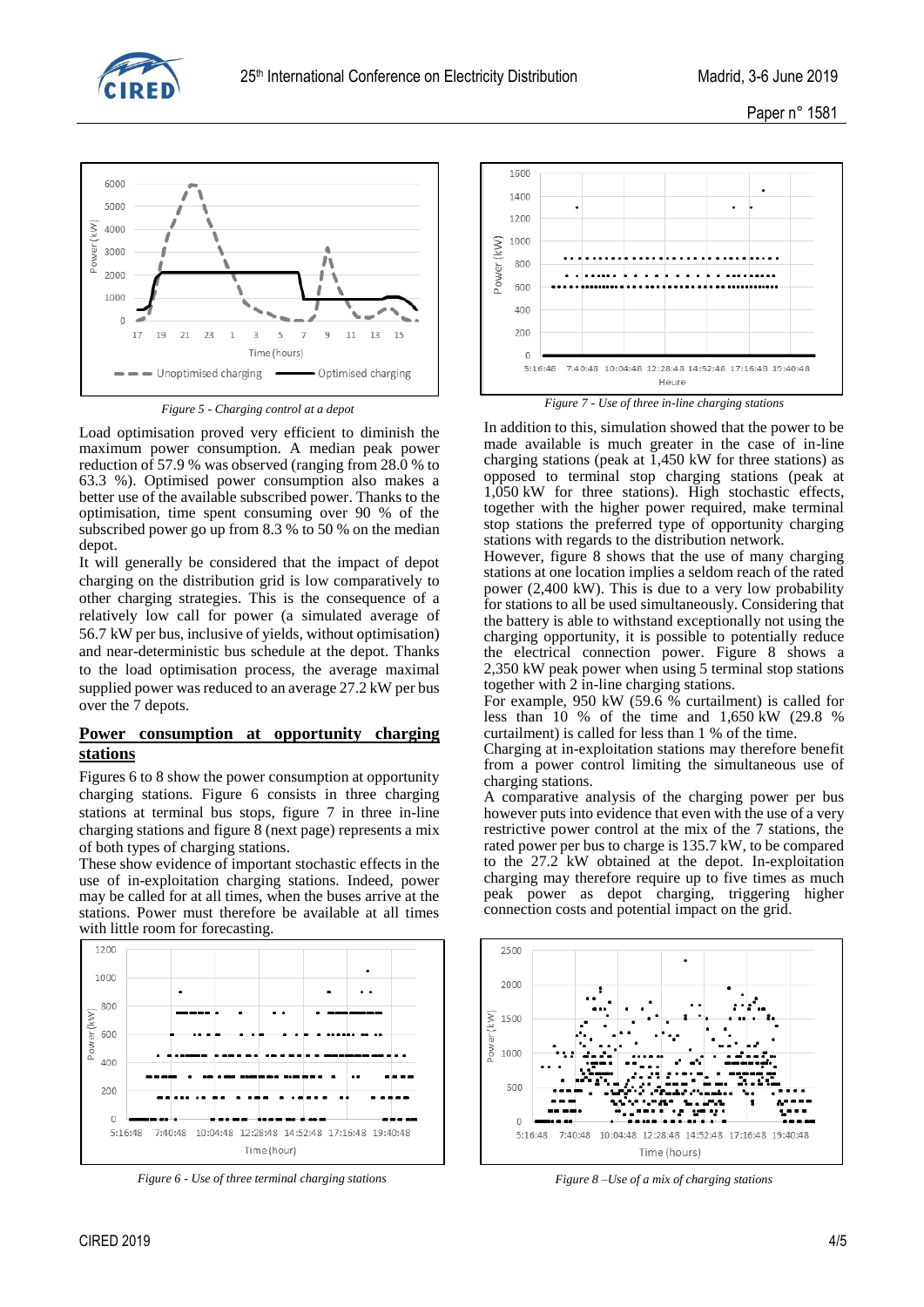*Figure 5 - Charging control at a depot*

Load optimisation proved very efficient to diminish the maximum power consumption. A median peak power reduction of 57.9 % was observed (ranging from 28.0 % to 63.3 %). Optimised power consumption also makes a better use of the available subscribed power. Thanks to the optimisation, time spent consuming over 90 % of the subscribed power go up from 8.3 % to 50 % on the median depot.

It will generally be considered that the impact of depot charging on the distribution grid is low comparatively to other charging strategies. This is the consequence of a relatively low call for power (a simulated average of 56.7 kW per bus, inclusive of yields, without optimisation) and near-deterministic bus schedule at the depot. Thanks to the load optimisation process, the average maximal supplied power was reduced to an average 27.2 kW per bus over the 7 depots.

## Power consumption at opportunity charging stations

Figures 6 to 8 show the power consumption at opportunity charging stations. Figure 6 consists in three charging stations at terminal bus stops, figure 7 in three in-line charging stations and figure 8 (next page) represents a mix of both types of charging stations.

These show evidence of important stochastic effects in the use of in-exploitation charging stations. Indeed, power may be called for at all times, when the buses arrive at the stations. Power must therefore be available at all times with little room for forecasting.

*Figure 6 - Use of three terminal charging stations*

*Figure 7 - Use of three in-line charging stations*

In addition to this, simulation showed that the power to be made available is much greater in the case of in-line charging stations (peak at 1,450 kW for three stations) as opposed to terminal stop charging stations (peak at 1,050 kW for three stations). High stochastic effects, together with the higher power required, make terminal stop stations the preferred type of opportunity charging stations with regards to the distribution network.

However, figure 8 shows that the use of many charging stations at one location implies a seldom reach of the rated power (2,400 kW). This is due to a very low probability for stations to all be used simultaneously. Considering that the battery is able to withstand exceptionally not using the charging opportunity, it is possible to potentially reduce the electrical connection power. Figure 8 shows a 2,350 kW peak power when using 5 terminal stop stations together with 2 in-line charging stations.

For example, 950 kW (59.6 % curtailment) is called for less than 10 % of the time and 1,650 kW (29.8 % curtailment) is called for less than 1 % of the time.

Charging at in-exploitation stations may therefore benefit from a power control limiting the simultaneous use of charging stations.

A comparative analysis of the charging power per bus however puts into evidence that even with the use of a very restrictive power control at the mix of the 7 stations, the rated power per bus to charge is 135.7 kW, to be compared to the 27.2 kW obtained at the depot. In-exploitation charging may therefore require up to five times as much peak power as depot charging, triggering higher connection costs and potential impact on the grid.

*Figure 8 –Use of a mix of charging stations*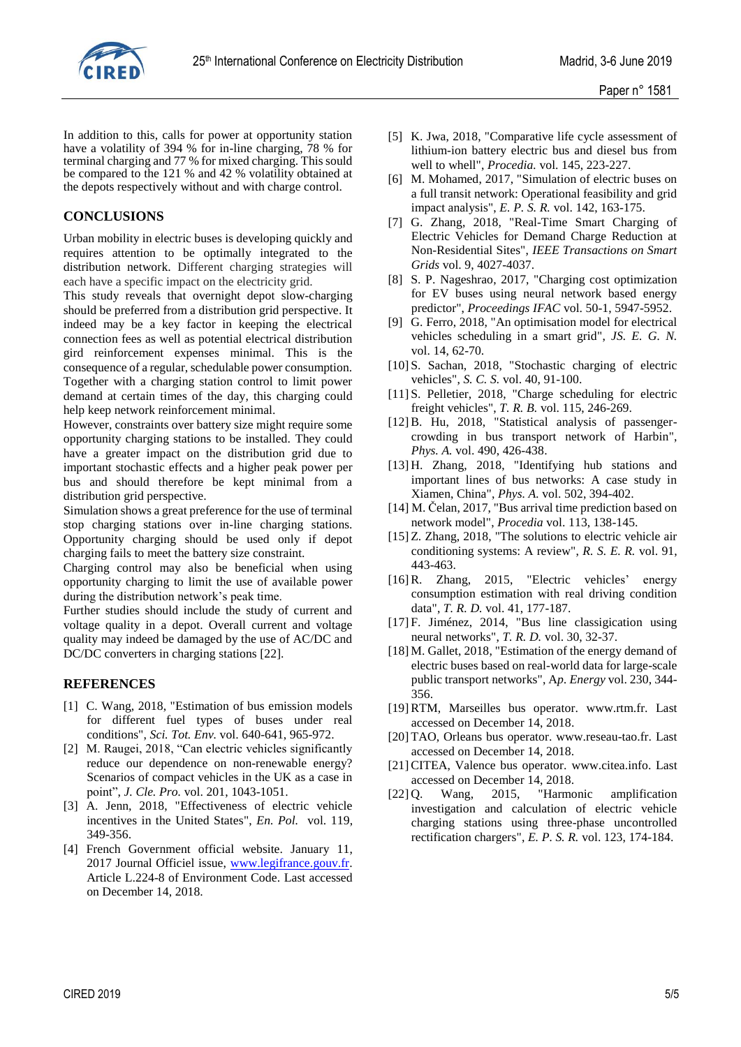In addition to this, calls for power at opportunity station have a volatility of 394 % for in-line charging, 78 % for terminal charging and 77 % for mixed charging. This sould be compared to the 121 % and 42 % volatility obtained at the depots respectively without and with charge control.

## CONCLUSIONS

Urban mobility in electric buses is developing quickly and requires attention to be optimally integrated to the distribution network. Different charging strategies will each have a specific impact on the electricity grid.

This study reveals that overnight depot slow-charging should be preferred from a distribution grid perspective. It indeed may be a key factor in keeping the electrical connection fees as well as potential electrical distribution gird reinforcement expenses minimal. This is the consequence of a regular, schedulable power consumption. Together with a charging station control to limit power demand at certain times of the day, this charging could help keep network reinforcement minimal.

However, constraints over battery size might require some opportunity charging stations to be installed. They could have a greater impact on the distribution grid due to important stochastic effects and a higher peak power per bus and should therefore be kept minimal from a distribution grid perspective.

Simulation shows a great preference for the use of terminal stop charging stations over in-line charging stations. Opportunity charging should be used only if depot charging fails to meet the battery size constraint.

Charging control may also be beneficial when using opportunity charging to limit the use of available power during the distribution network's peak time.

Further studies should include the study of current and voltage quality in a depot. Overall current and voltage quality may indeed be damaged by the use of AC/DC and DC/DC converters in charging stations [22].

## REFERENCES

[1] C. Wang, 2018, "Estimation of bus emission models for different fuel types of buses under real conditions", *Sci. Tot. Env.* vol. 640-641, 965-972.

[2] M. Raugei, 2018, "Can electric vehicles significantly reduce our dependence on non-renewable energy? Scenarios of compact vehicles in the UK as a case in point", *J. Cle. Pro.* vol. 201, 1043-1051.

[3] A. Jenn, 2018, "Effectiveness of electric vehicle incentives in the United States", *En. Pol.* vol. 119, 349-356.

[4] French Government official website. January 11, 2017 Journal Officiel issue, www.legifrance.gouv.fr. Article L.224-8 of Environment Code. Last accessed on December 14, 2018.

[5] K. Jwa, 2018, "Comparative life cycle assessment of lithium-ion battery electric bus and diesel bus from well to whell", *Procedia.* vol. 145, 223-227.

[6] M. Mohamed, 2017, "Simulation of electric buses on a full transit network: Operational feasibility and grid impact analysis", *E. P. S. R.* vol. 142, 163-175.

[7] G. Zhang, 2018, "Real-Time Smart Charging of Electric Vehicles for Demand Charge Reduction at Non-Residential Sites", *IEEE Transactions on Smart Grids* vol. 9, 4027-4037.

[8] S. P. Nageshrao, 2017, "Charging cost optimization for EV buses using neural network based energy predictor", *Proceedings IFAC* vol. 50-1, 5947-5952.

[9] G. Ferro, 2018, "An optimisation model for electrical vehicles scheduling in a smart grid", *JS. E. G. N.* vol. 14, 62-70.

[10] S. Sachan, 2018, "Stochastic charging of electric vehicles", *S. C. S.* vol. 40, 91-100.

[11] S. Pelletier, 2018, "Charge scheduling for electric freight vehicles", *T. R. B.* vol. 115, 246-269.

[12] B. Hu, 2018, "Statistical analysis of passenger-crowding in bus transport network of Harbin", *Phys. A.* vol. 490, 426-438.

[13] H. Zhang, 2018, "Identifying hub stations and important lines of bus networks: A case study in Xiamen, China", *Phys. A.* vol. 502, 394-402.

[14] M. Čelan, 2017, "Bus arrival time prediction based on network model", *Procedia* vol. 113, 138-145.

[15] Z. Zhang, 2018, "The solutions to electric vehicle air conditioning systems: A review", *R. S. E. R.* vol. 91, 443-463.

[16] R. Zhang, 2015, "Electric vehicles' energy consumption estimation with real driving condition data", *T. R. D.* vol. 41, 177-187.

[17] F. Jiménez, 2014, "Bus line classigication using neural networks", *T. R. D.* vol. 30, 32-37.

[18] M. Gallet, 2018, "Estimation of the energy demand of electric buses based on real-world data for large-scale public transport networks", *Ap. Energy* vol. 230, 344-356.

[19] RTM, Marseilles bus operator. www.rtm.fr. Last accessed on December 14, 2018.

[20] TAO, Orleans bus operator. www.reseau-tao.fr. Last accessed on December 14, 2018.

[21] CITEA, Valence bus operator. www.citea.info. Last accessed on December 14, 2018.

[22] Q. Wang, 2015, "Harmonic amplification investigation and calculation of electric vehicle charging stations using three-phase uncontrolled rectification chargers", *E. P. S. R.* vol. 123, 174-184.